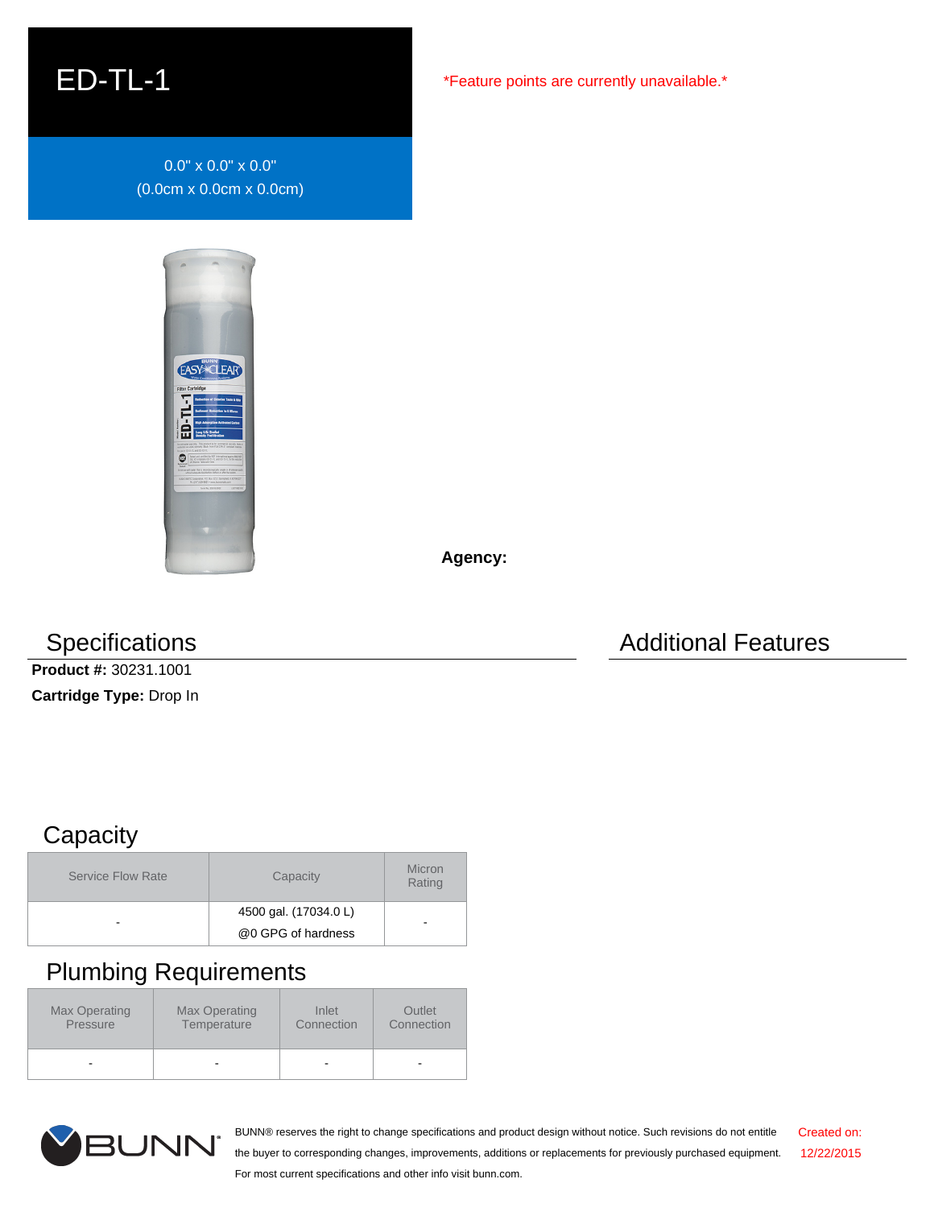# ED-TL-1

0.0" x 0.0" x 0.0"
(0.0cm x 0.0cm x 0.0cm)

*Feature points are currently unavailable.*

**Agency:**

## Specifications

**Product #:** 30231.1001

**Cartridge Type:** Drop In

## Additional Features

## Capacity

| Service Flow Rate | Capacity | Micron Rating |
|---|---|---|
| - | 4500 gal. (17034.0 L) @0 GPG of hardness | - |

## Plumbing Requirements

| Max Operating Pressure | Max Operating Temperature | Inlet Connection | Outlet Connection |
|---|---|---|---|
| - | - | - | - |

BUNN® reserves the right to change specifications and product design without notice. Such revisions do not entitle the buyer to corresponding changes, improvements, additions or replacements for previously purchased equipment. For most current specifications and other info visit bunn.com.

Created on: 12/22/2015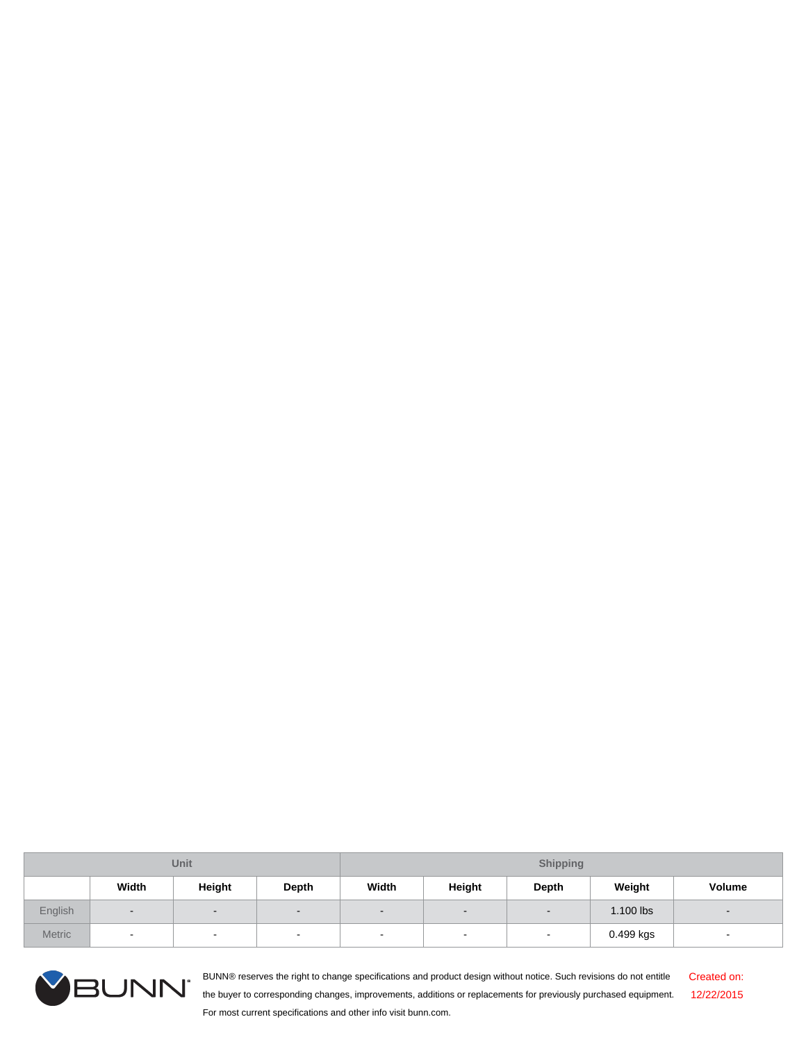| Unit | | | | Shipping | | | | |
|---|---|---|---|---|---|---|---|---|
| | Width | Height | Depth | Width | Height | Depth | Weight | Volume |
| English | - | - | - | - | - | - | 1.100 lbs | - |
| Metric | - | - | - | - | - | - | 0.499 kgs | - |

BUNN® reserves the right to change specifications and product design without notice. Such revisions do not entitle the buyer to corresponding changes, improvements, additions or replacements for previously purchased equipment. For most current specifications and other info visit bunn.com.

Created on: 12/22/2015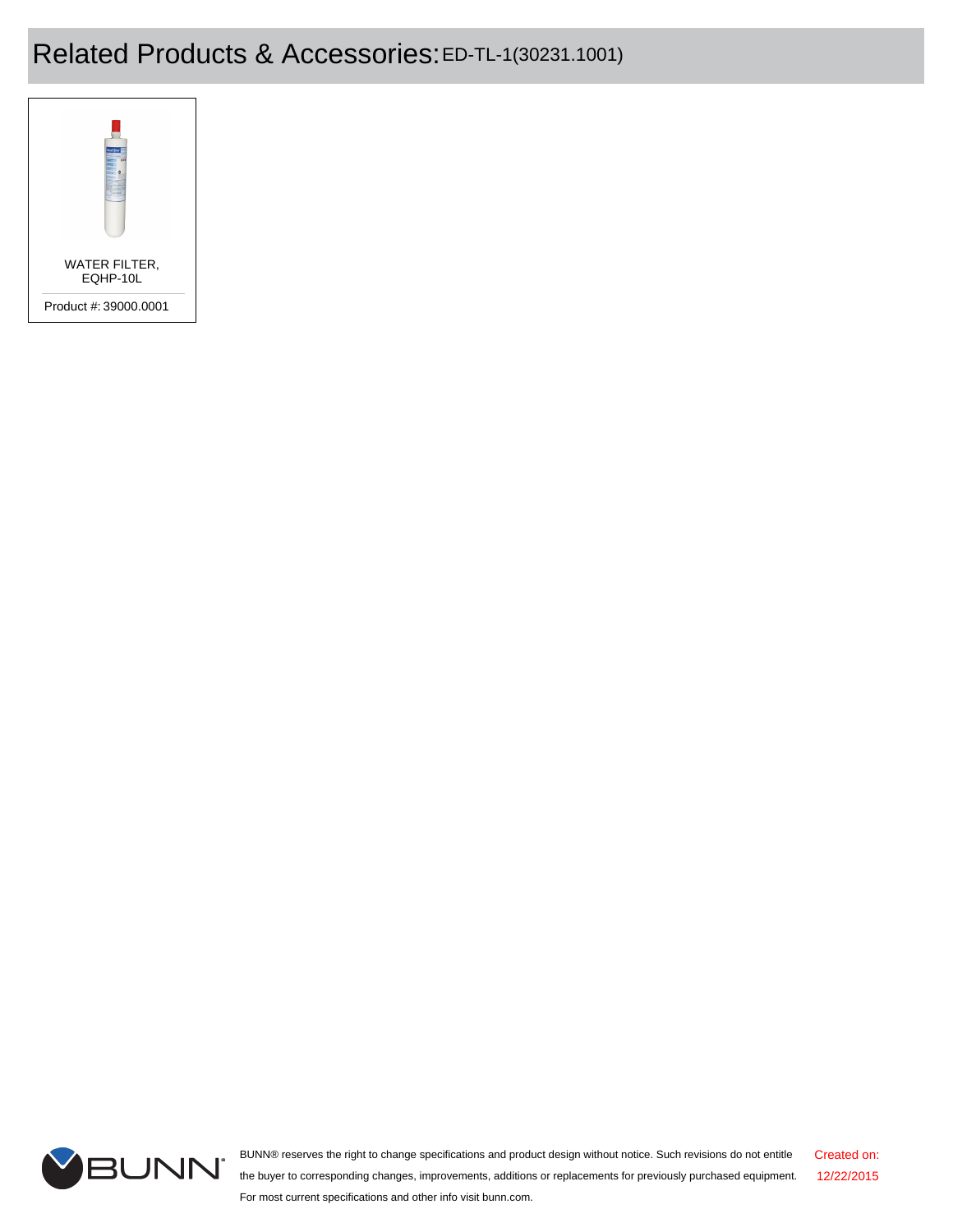# Related Products & Accessories: ED-TL-1(30231.1001)

WATER FILTER, EQHP-10L

Product #: 39000.0001

BUNN® reserves the right to change specifications and product design without notice. Such revisions do not entitle the buyer to corresponding changes, improvements, additions or replacements for previously purchased equipment. For most current specifications and other info visit bunn.com.

Created on: 12/22/2015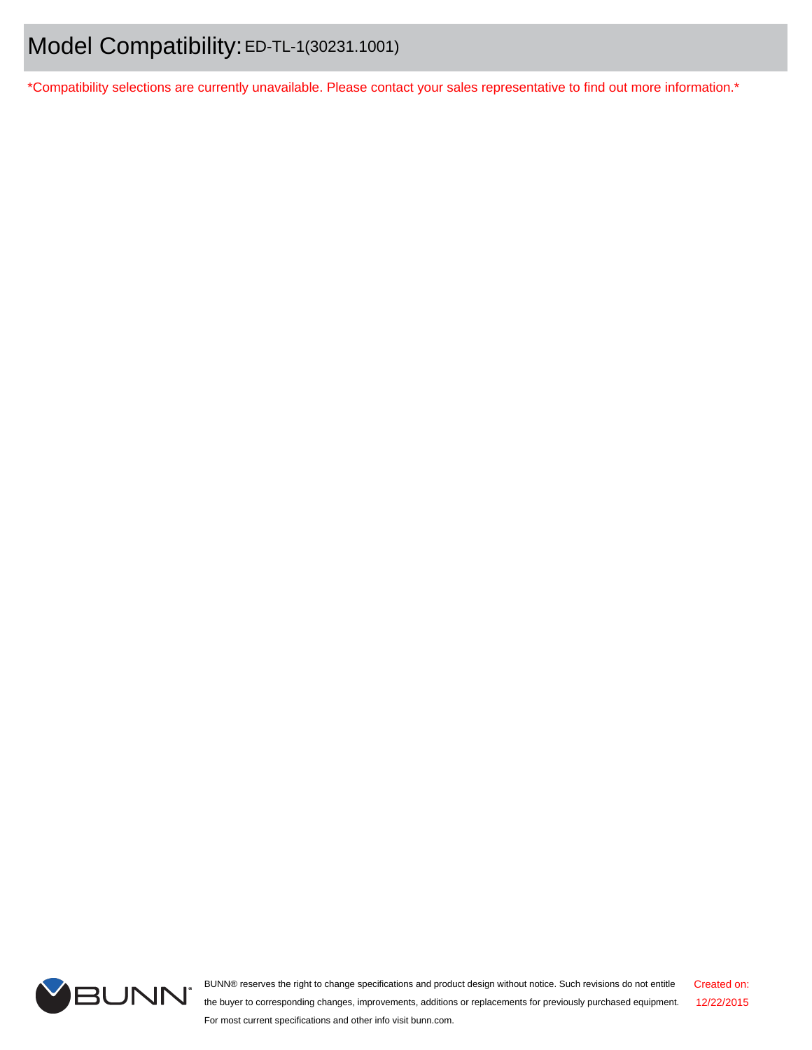# Model Compatibility: ED-TL-1(30231.1001)

*Compatibility selections are currently unavailable. Please contact your sales representative to find out more information.*

BUNN® reserves the right to change specifications and product design without notice. Such revisions do not entitle the buyer to corresponding changes, improvements, additions or replacements for previously purchased equipment. For most current specifications and other info visit bunn.com.

Created on: 12/22/2015